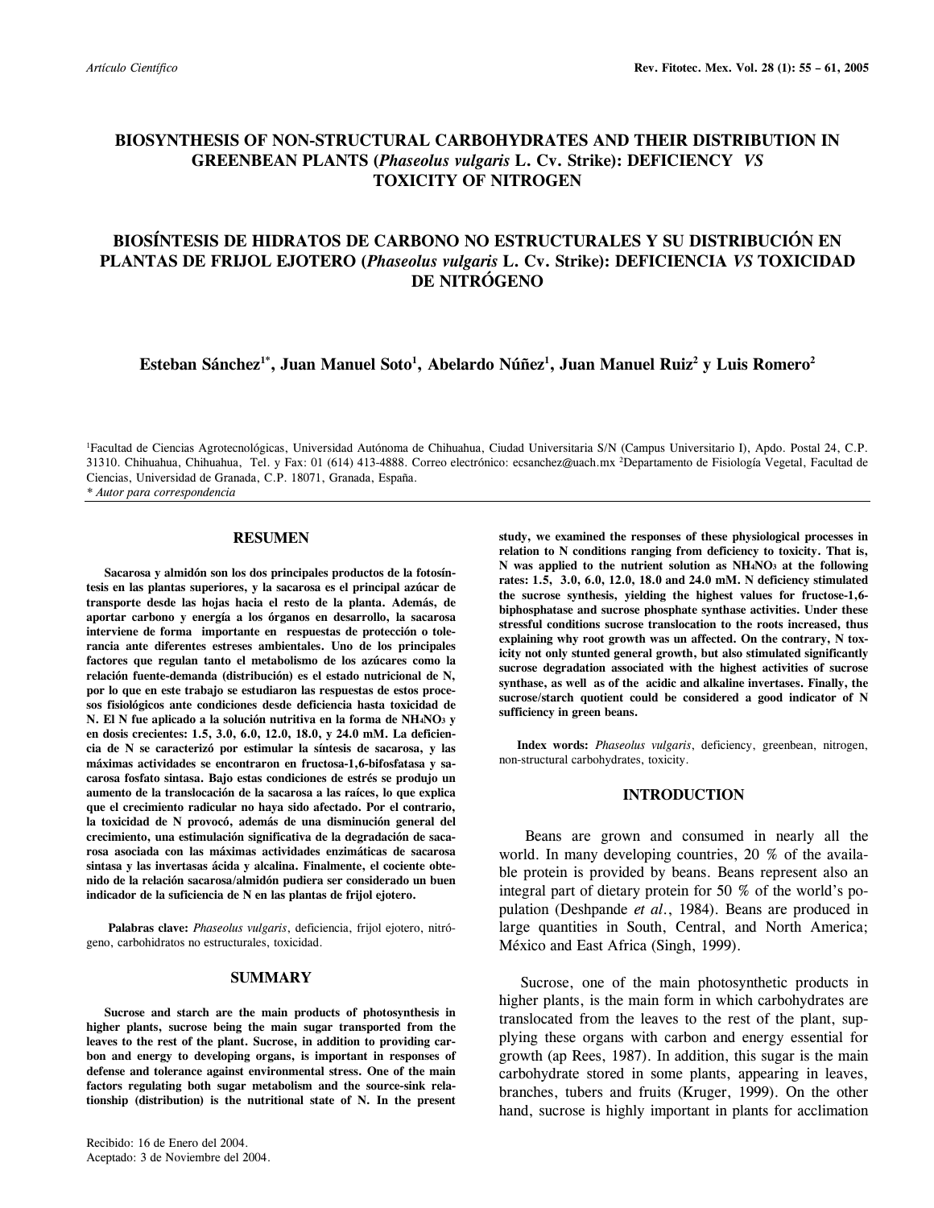*Artículo Científico*

# BIOSYNTHESIS OF NON-STRUCTURAL CARBOHYDRATES AND THEIR DISTRIBUTION IN GREENBEAN PLANTS (*Phaseolus vulgaris* L. Cv. Strike): DEFICIENCY *VS* TOXICITY OF NITROGEN

# BIOSÍNTESIS DE HIDRATOS DE CARBONO NO ESTRUCTURALES Y SU DISTRIBUCIÓN EN PLANTAS DE FRIJOL EJOTERO (*Phaseolus vulgaris* L. Cv. Strike): DEFICIENCIA *VS* TOXICIDAD DE NITRÓGENO

**Esteban Sánchez[1*], Juan Manuel Soto[1], Abelardo Núñez[1], Juan Manuel Ruiz[2] y Luis Romero[2]**

[1]Facultad de Ciencias Agrotecnológicas, Universidad Autónoma de Chihuahua, Ciudad Universitaria S/N (Campus Universitario I), Apdo. Postal 24, C.P. 31310. Chihuahua, Chihuahua, Tel. y Fax: 01 (614) 413-4888. Correo electrónico: ecsanchez@uach.mx [2]Departamento de Fisiología Vegetal, Facultad de Ciencias, Universidad de Granada, C.P. 18071, Granada, España.
*\* Autor para correspondencia*

## RESUMEN

**Sacarosa y almidón son los dos principales productos de la fotosíntesis en las plantas superiores, y la sacarosa es el principal azúcar de transporte desde las hojas hacia el resto de la planta. Además, de aportar carbono y energía a los órganos en desarrollo, la sacarosa interviene de forma importante en respuestas de protección o tolerancia ante diferentes estreses ambientales. Uno de los principales factores que regulan tanto el metabolismo de los azúcares como la relación fuente-demanda (distribución) es el estado nutricional de N, por lo que en este trabajo se estudiaron las respuestas de estos procesos fisiológicos ante condiciones desde deficiencia hasta toxicidad de N. El N fue aplicado a la solución nutritiva en la forma de $NH_4NO_3$ y en dosis crecientes: 1.5, 3.0, 6.0, 12.0, 18.0, y 24.0 mM. La deficiencia de N se caracterizó por estimular la síntesis de sacarosa, y las máximas actividades se encontraron en fructosa-1,6-bifosfatasa y sacarosa fosfato sintasa. Bajo estas condiciones de estrés se produjo un aumento de la translocación de la sacarosa a las raíces, lo que explica que el crecimiento radicular no haya sido afectado. Por el contrario, la toxicidad de N provocó, además de una disminución general del crecimiento, una estimulación significativa de la degradación de sacarosa asociada con las máximas actividades enzimáticas de sacarosa sintasa y las invertasas ácida y alcalina. Finalmente, el cociente obtenido de la relación sacarosa/almidón pudiera ser considerado un buen indicador de la suficiencia de N en las plantas de frijol ejotero.**

**Palabras clave:** *Phaseolus vulgaris*, deficiencia, frijol ejotero, nitrógeno, carbohidratos no estructurales, toxicidad.

## SUMMARY

**Sucrose and starch are the main products of photosynthesis in higher plants, sucrose being the main sugar transported from the leaves to the rest of the plant. Sucrose, in addition to providing carbon and energy to developing organs, is important in responses of defense and tolerance against environmental stress. One of the main factors regulating both sugar metabolism and the source-sink relationship (distribution) is the nutritional state of N. In the present study, we examined the responses of these physiological processes in relation to N conditions ranging from deficiency to toxicity. That is, N was applied to the nutrient solution as $NH_4NO_3$ at the following rates: 1.5, 3.0, 6.0, 12.0, 18.0 and 24.0 mM. N deficiency stimulated the sucrose synthesis, yielding the highest values for fructose-1,6-biphosphatase and sucrose phosphate synthase activities. Under these stressful conditions sucrose translocation to the roots increased, thus explaining why root growth was un affected. On the contrary, N toxicity not only stunted general growth, but also stimulated significantly sucrose degradation associated with the highest activities of sucrose synthase, as well as of the acidic and alkaline invertases. Finally, the sucrose/starch quotient could be considered a good indicator of N sufficiency in green beans.**

**Index words:** *Phaseolus vulgaris*, deficiency, greenbean, nitrogen, non-structural carbohydrates, toxicity.

## INTRODUCTION

Beans are grown and consumed in nearly all the world. In many developing countries, 20 % of the available protein is provided by beans. Beans represent also an integral part of dietary protein for 50 % of the world's population (Deshpande *et al*., 1984). Beans are produced in large quantities in South, Central, and North America; México and East Africa (Singh, 1999).

Sucrose, one of the main photosynthetic products in higher plants, is the main form in which carbohydrates are translocated from the leaves to the rest of the plant, supplying these organs with carbon and energy essential for growth (ap Rees, 1987). In addition, this sugar is the main carbohydrate stored in some plants, appearing in leaves, branches, tubers and fruits (Kruger, 1999). On the other hand, sucrose is highly important in plants for acclimation

Recibido: 16 de Enero del 2004.
Aceptado: 3 de Noviembre del 2004.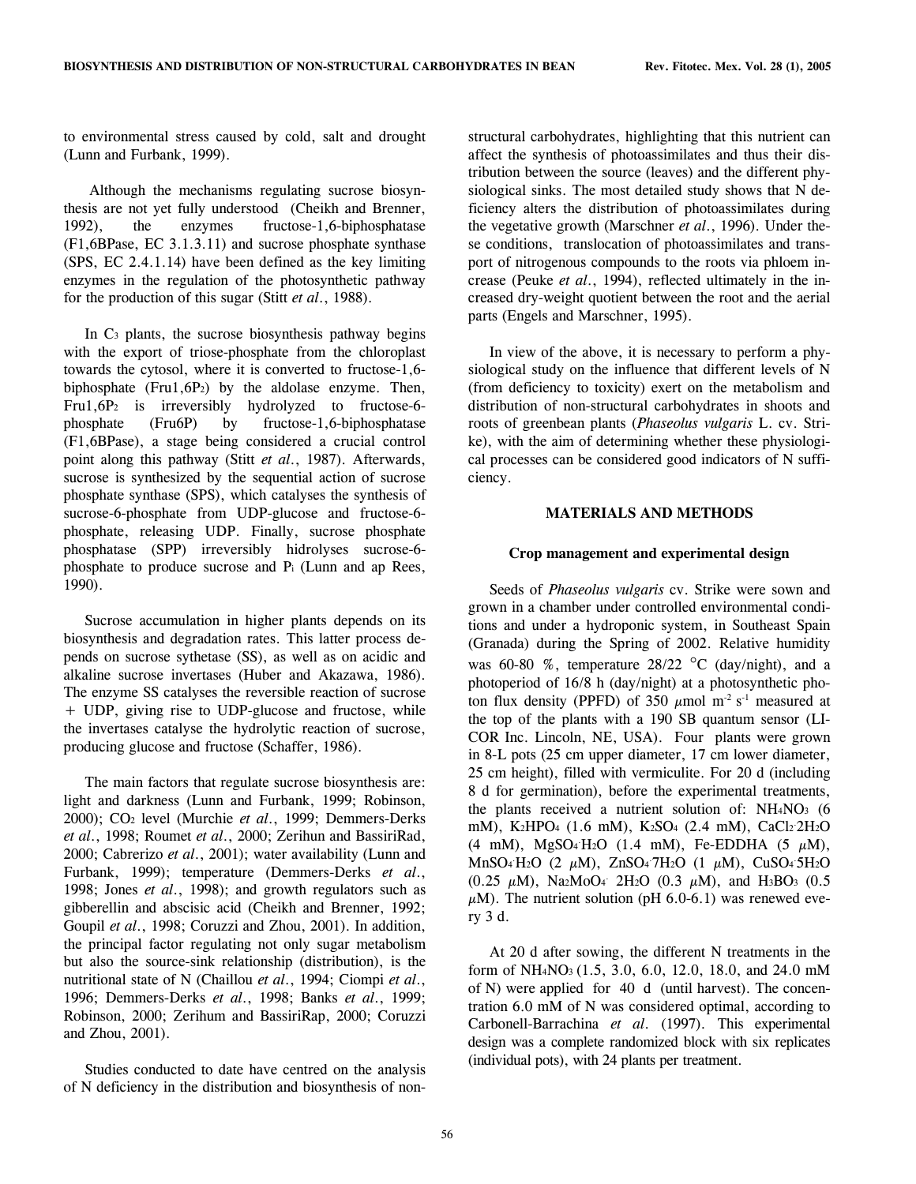to environmental stress caused by cold, salt and drought (Lunn and Furbank, 1999).

Although the mechanisms regulating sucrose biosynthesis are not yet fully understood (Cheikh and Brenner, 1992), the enzymes fructose-1,6-biphosphatase (F1,6BPase, EC 3.1.3.11) and sucrose phosphate synthase (SPS, EC 2.4.1.14) have been defined as the key limiting enzymes in the regulation of the photosynthetic pathway for the production of this sugar (Stitt *et al.*, 1988).

In $C_3$ plants, the sucrose biosynthesis pathway begins with the export of triose-phosphate from the chloroplast towards the cytosol, where it is converted to fructose-1,6-biphosphate ($Fru1,6P_2$) by the aldolase enzyme. Then, $Fru1,6P_2$ is irreversibly hydrolyzed to fructose-6-phosphate (Fru6P) by fructose-1,6-biphosphatase (F1,6BPase), a stage being considered a crucial control point along this pathway (Stitt *et al.*, 1987). Afterwards, sucrose is synthesized by the sequential action of sucrose phosphate synthase (SPS), which catalyses the synthesis of sucrose-6-phosphate from UDP-glucose and fructose-6-phosphate, releasing UDP. Finally, sucrose phosphate phosphatase (SPP) irreversibly hidrolyses sucrose-6-phosphate to produce sucrose and $P_i$ (Lunn and ap Rees, 1990).

Sucrose accumulation in higher plants depends on its biosynthesis and degradation rates. This latter process depends on sucrose sythetase (SS), as well as on acidic and alkaline sucrose invertases (Huber and Akazawa, 1986). The enzyme SS catalyses the reversible reaction of sucrose + UDP, giving rise to UDP-glucose and fructose, while the invertases catalyse the hydrolytic reaction of sucrose, producing glucose and fructose (Schaffer, 1986).

The main factors that regulate sucrose biosynthesis are: light and darkness (Lunn and Furbank, 1999; Robinson, 2000); $CO_2$ level (Murchie *et al.*, 1999; Demmers-Derks *et al.*, 1998; Roumet *et al.*, 2000; Zerihun and BassiriRad, 2000; Cabrerizo *et al.*, 2001); water availability (Lunn and Furbank, 1999); temperature (Demmers-Derks *et al.*, 1998; Jones *et al.*, 1998); and growth regulators such as gibberellin and abscisic acid (Cheikh and Brenner, 1992; Goupil *et al.*, 1998; Coruzzi and Zhou, 2001). In addition, the principal factor regulating not only sugar metabolism but also the source-sink relationship (distribution), is the nutritional state of N (Chaillou *et al.*, 1994; Ciompi *et al.*, 1996; Demmers-Derks *et al.*, 1998; Banks *et al.*, 1999; Robinson, 2000; Zerihum and BassiriRap, 2000; Coruzzi and Zhou, 2001).

Studies conducted to date have centred on the analysis of N deficiency in the distribution and biosynthesis of non-structural carbohydrates, highlighting that this nutrient can affect the synthesis of photoassimilates and thus their distribution between the source (leaves) and the different physiological sinks. The most detailed study shows that N deficiency alters the distribution of photoassimilates during the vegetative growth (Marschner *et al.*, 1996). Under these conditions, translocation of photoassimilates and transport of nitrogenous compounds to the roots via phloem increase (Peuke *et al.*, 1994), reflected ultimately in the increased dry-weight quotient between the root and the aerial parts (Engels and Marschner, 1995).

In view of the above, it is necessary to perform a physiological study on the influence that different levels of N (from deficiency to toxicity) exert on the metabolism and distribution of non-structural carbohydrates in shoots and roots of greenbean plants (*Phaseolus vulgaris* L. cv. Strike), with the aim of determining whether these physiological processes can be considered good indicators of N sufficiency.

## MATERIALS AND METHODS

### Crop management and experimental design

Seeds of *Phaseolus vulgaris* cv. Strike were sown and grown in a chamber under controlled environmental conditions and under a hydroponic system, in Southeast Spain (Granada) during the Spring of 2002. Relative humidity was 60-80 %, temperature 28/22 °C (day/night), and a photoperiod of 16/8 h (day/night) at a photosynthetic photon flux density (PPFD) of 350 $\mu$mol m$^{-2}$ s$^{-1}$ measured at the top of the plants with a 190 SB quantum sensor (LI-COR Inc. Lincoln, NE, USA). Four plants were grown in 8-L pots (25 cm upper diameter, 17 cm lower diameter, 25 cm height), filled with vermiculite. For 20 d (including 8 d for germination), before the experimental treatments, the plants received a nutrient solution of: $NH_4NO_3$ (6 mM), $K_2HPO_4$ (1.6 mM), $K_2SO_4$ (2.4 mM), $CaCl_2 \cdot 2H_2O$ (4 mM), $MgSO_4 \cdot H_2O$ (1.4 mM), Fe-EDDHA (5 $\mu$M), $MnSO_4 \cdot H_2O$ (2 $\mu$M), $ZnSO_4 \cdot 7H_2O$ (1 $\mu$M), $CuSO_4 \cdot 5H_2O$ (0.25 $\mu$M), $Na_2MoO_4 \cdot 2H_2O$ (0.3 $\mu$M), and $H_3BO_3$ (0.5 $\mu$M). The nutrient solution (pH 6.0-6.1) was renewed every 3 d.

At 20 d after sowing, the different N treatments in the form of $NH_4NO_3$ (1.5, 3.0, 6.0, 12.0, 18.0, and 24.0 mM of N) were applied for 40 d (until harvest). The concentration 6.0 mM of N was considered optimal, according to Carbonell-Barrachina *et al.* (1997). This experimental design was a complete randomized block with six replicates (individual pots), with 24 plants per treatment.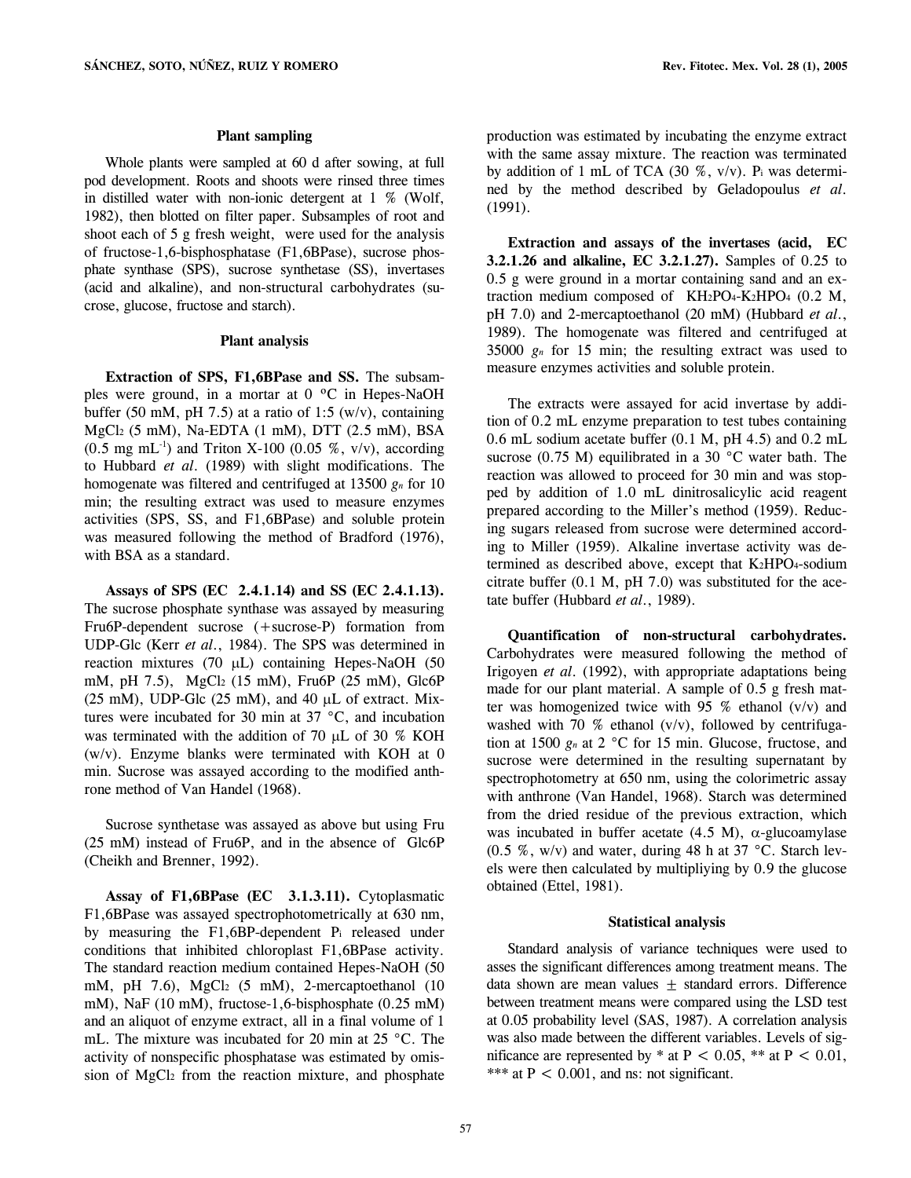### Plant sampling

Whole plants were sampled at 60 d after sowing, at full pod development. Roots and shoots were rinsed three times in distilled water with non-ionic detergent at 1 % (Wolf, 1982), then blotted on filter paper. Subsamples of root and shoot each of 5 g fresh weight, were used for the analysis of fructose-1,6-bisphosphatase (F1,6BPase), sucrose phosphate synthase (SPS), sucrose synthetase (SS), invertases (acid and alkaline), and non-structural carbohydrates (sucrose, glucose, fructose and starch).

### Plant analysis

**Extraction of SPS, F1,6BPase and SS.** The subsamples were ground, in a mortar at 0 ºC in Hepes-NaOH buffer (50 mM, pH 7.5) at a ratio of 1:5 (w/v), containing $MgCl_2$ (5 mM), Na-EDTA (1 mM), DTT (2.5 mM), BSA (0.5 mg $mL^{-1}$) and Triton X-100 (0.05 %, v/v), according to Hubbard *et al*. (1989) with slight modifications. The homogenate was filtered and centrifuged at 13500 $g_n$ for 10 min; the resulting extract was used to measure enzymes activities (SPS, SS, and F1,6BPase) and soluble protein was measured following the method of Bradford (1976), with BSA as a standard.

**Assays of SPS (EC 2.4.1.14) and SS (EC 2.4.1.13).** The sucrose phosphate synthase was assayed by measuring Fru6P-dependent sucrose (+sucrose-P) formation from UDP-Glc (Kerr *et al*., 1984). The SPS was determined in reaction mixtures (70 μL) containing Hepes-NaOH (50 mM, pH 7.5), $MgCl_2$ (15 mM), Fru6P (25 mM), Glc6P (25 mM), UDP-Glc (25 mM), and 40 μL of extract. Mixtures were incubated for 30 min at 37 °C, and incubation was terminated with the addition of 70 μL of 30 % KOH (w/v). Enzyme blanks were terminated with KOH at 0 min. Sucrose was assayed according to the modified anthrone method of Van Handel (1968).

Sucrose synthetase was assayed as above but using Fru (25 mM) instead of Fru6P, and in the absence of Glc6P (Cheikh and Brenner, 1992).

**Assay of F1,6BPase (EC 3.1.3.11).** Cytoplasmatic F1,6BPase was assayed spectrophotometrically at 630 nm, by measuring the F1,6BP-dependent $P_i$ released under conditions that inhibited chloroplast F1,6BPase activity. The standard reaction medium contained Hepes-NaOH (50 mM, pH 7.6), $MgCl_2$ (5 mM), 2-mercaptoethanol (10 mM), NaF (10 mM), fructose-1,6-bisphosphate (0.25 mM) and an aliquot of enzyme extract, all in a final volume of 1 mL. The mixture was incubated for 20 min at 25 °C. The activity of nonspecific phosphatase was estimated by omission of $MgCl_2$ from the reaction mixture, and phosphate production was estimated by incubating the enzyme extract with the same assay mixture. The reaction was terminated by addition of 1 mL of TCA (30 %, v/v). $P_i$ was determined by the method described by Geladopoulus *et al*. (1991).

**Extraction and assays of the invertases (acid, EC 3.2.1.26 and alkaline, EC 3.2.1.27).** Samples of 0.25 to 0.5 g were ground in a mortar containing sand and an extraction medium composed of $KH_2PO_4$-$K_2HPO_4$ (0.2 M, pH 7.0) and 2-mercaptoethanol (20 mM) (Hubbard *et al*., 1989). The homogenate was filtered and centrifuged at 35000 $g_n$ for 15 min; the resulting extract was used to measure enzymes activities and soluble protein.

The extracts were assayed for acid invertase by addition of 0.2 mL enzyme preparation to test tubes containing 0.6 mL sodium acetate buffer (0.1 M, pH 4.5) and 0.2 mL sucrose (0.75 M) equilibrated in a 30 °C water bath. The reaction was allowed to proceed for 30 min and was stopped by addition of 1.0 mL dinitrosalicylic acid reagent prepared according to the Miller's method (1959). Reducing sugars released from sucrose were determined according to Miller (1959). Alkaline invertase activity was determined as described above, except that $K_2HPO_4$-sodium citrate buffer (0.1 M, pH 7.0) was substituted for the acetate buffer (Hubbard *et al*., 1989).

**Quantification of non-structural carbohydrates.** Carbohydrates were measured following the method of Irigoyen *et al*. (1992), with appropriate adaptations being made for our plant material. A sample of 0.5 g fresh matter was homogenized twice with 95 % ethanol (v/v) and washed with 70 % ethanol (v/v), followed by centrifugation at 1500 $g_n$ at 2 °C for 15 min. Glucose, fructose, and sucrose were determined in the resulting supernatant by spectrophotometry at 650 nm, using the colorimetric assay with anthrone (Van Handel, 1968). Starch was determined from the dried residue of the previous extraction, which was incubated in buffer acetate (4.5 M), α-glucoamylase (0.5 %, w/v) and water, during 48 h at 37 °C. Starch levels were then calculated by multipliying by 0.9 the glucose obtained (Ettel, 1981).

### Statistical analysis

Standard analysis of variance techniques were used to asses the significant differences among treatment means. The data shown are mean values ± standard errors. Difference between treatment means were compared using the LSD test at 0.05 probability level (SAS, 1987). A correlation analysis was also made between the different variables. Levels of significance are represented by * at $P < 0.05$, ** at $P < 0.01$, *** at $P < 0.001$, and ns: not significant.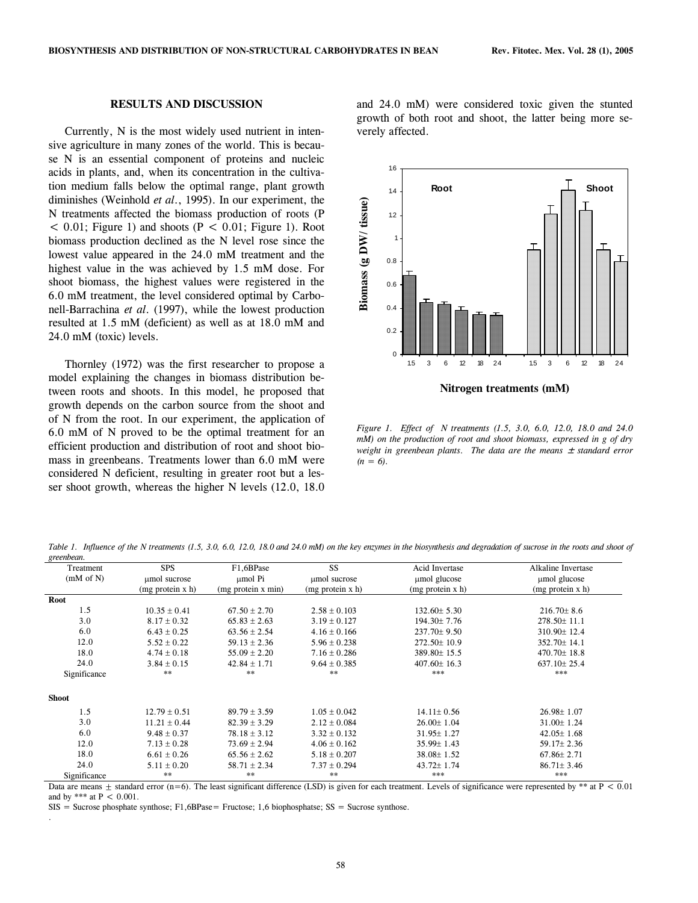## RESULTS AND DISCUSSION

Currently, N is the most widely used nutrient in intensive agriculture in many zones of the world. This is because N is an essential component of proteins and nucleic acids in plants, and, when its concentration in the cultivation medium falls below the optimal range, plant growth diminishes (Weinhold *et al*., 1995). In our experiment, the N treatments affected the biomass production of roots ($P < 0.01$; Figure 1) and shoots ($P < 0.01$; Figure 1). Root biomass production declined as the N level rose since the lowest value appeared in the 24.0 mM treatment and the highest value in the was achieved by 1.5 mM dose. For shoot biomass, the highest values were registered in the 6.0 mM treatment, the level considered optimal by Carbonell-Barrachina *et al*. (1997), while the lowest production resulted at 1.5 mM (deficient) as well as at 18.0 mM and 24.0 mM (toxic) levels.

Thornley (1972) was the first researcher to propose a model explaining the changes in biomass distribution between roots and shoots. In this model, he proposed that growth depends on the carbon source from the shoot and of N from the root. In our experiment, the application of 6.0 mM of N proved to be the optimal treatment for an efficient production and distribution of root and shoot biomass in greenbeans. Treatments lower than 6.0 mM were considered N deficient, resulting in greater root but a lesser shoot growth, whereas the higher N levels (12.0, 18.0 and 24.0 mM) were considered toxic given the stunted growth of both root and shoot, the latter being more severely affected.

*Figure 1. Effect of N treatments (1.5, 3.0, 6.0, 12.0, 18.0 and 24.0 mM) on the production of root and shoot biomass, expressed in g of dry weight in greenbean plants. The data are the means ± standard error (n = 6).*

*Table 1. Influence of the N treatments (1.5, 3.0, 6.0, 12.0, 18.0 and 24.0 mM) on the key enzymes in the biosynthesis and degradation of sucrose in the roots and shoot of greenbean.*

| Treatment (mM of N) | SPS μmol sucrose (mg protein x h) | F1,6BPase μmol Pi (mg protein x min) | SS μmol sucrose (mg protein x h) | Acid Invertase μmol glucose (mg protein x h) | Alkaline Invertase μmol glucose (mg protein x h) |
|---|---|---|---|---|---|
| **Root** | | | | | |
| 1.5 | 10.35 ± 0.41 | 67.50 ± 2.70 | 2.58 ± 0.103 | 132.60± 5.30 | 216.70± 8.6 |
| 3.0 | 8.17 ± 0.32 | 65.83 ± 2.63 | 3.19 ± 0.127 | 194.30± 7.76 | 278.50± 11.1 |
| 6.0 | 6.43 ± 0.25 | 63.56 ± 2.54 | 4.16 ± 0.166 | 237.70± 9.50 | 310.90± 12.4 |
| 12.0 | 5.52 ± 0.22 | 59.13 ± 2.36 | 5.96 ± 0.238 | 272.50± 10.9 | 352.70± 14.1 |
| 18.0 | 4.74 ± 0.18 | 55.09 ± 2.20 | 7.16 ± 0.286 | 389.80± 15.5 | 470.70± 18.8 |
| 24.0 | 3.84 ± 0.15 | 42.84 ± 1.71 | 9.64 ± 0.385 | 407.60± 16.3 | 637.10± 25.4 |
| Significance | ** | ** | ** | *** | *** |
| **Shoot** | | | | | |
| 1.5 | 12.79 ± 0.51 | 89.79 ± 3.59 | 1.05 ± 0.042 | 14.11± 0.56 | 26.98± 1.07 |
| 3.0 | 11.21 ± 0.44 | 82.39 ± 3.29 | 2.12 ± 0.084 | 26.00± 1.04 | 31.00± 1.24 |
| 6.0 | 9.48 ± 0.37 | 78.18 ± 3.12 | 3.32 ± 0.132 | 31.95± 1.27 | 42.05± 1.68 |
| 12.0 | 7.13 ± 0.28 | 73.69 ± 2.94 | 4.06 ± 0.162 | 35.99± 1.43 | 59.17± 2.36 |
| 18.0 | 6.61 ± 0.26 | 65.56 ± 2.62 | 5.18 ± 0.207 | 38.08± 1.52 | 67.86± 2.71 |
| 24.0 | 5.11 ± 0.20 | 58.71 ± 2.34 | 7.37 ± 0.294 | 43.72± 1.74 | 86.71± 3.46 |
| Significance | ** | ** | ** | *** | *** |

Data are means ± standard error (n=6). The least significant difference (LSD) is given for each treatment. Levels of significance were represented by ** at $P < 0.01$ and by *** at $P < 0.001$.

SIS = Sucrose phosphate synthose; F1,6BPase= Fructose; 1,6 biophosphatse; SS = Sucrose synthose.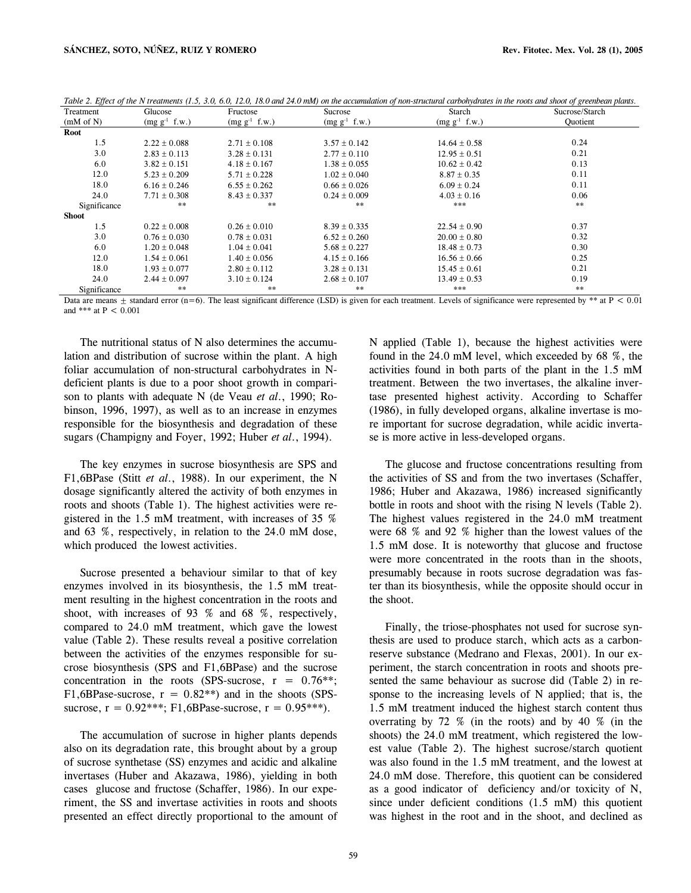*Table 2. Effect of the N treatments (1.5, 3.0, 6.0, 12.0, 18.0 and 24.0 mM) on the accumulation of non-structural carbohydrates in the roots and shoot of greenbean plants.*

| Treatment (mM of N) | Glucose ($mg\ g^{-1}$ f.w.) | Fructose ($mg\ g^{-1}$ f.w.) | Sucrose ($mg\ g^{-1}$ f.w.) | Starch ($mg\ g^{-1}$ f.w.) | Sucrose/Starch Quotient |
|---|---|---|---|---|---|
| **Root** | | | | | |
| 1.5 | 2.22 ± 0.088 | 2.71 ± 0.108 | 3.57 ± 0.142 | 14.64 ± 0.58 | 0.24 |
| 3.0 | 2.83 ± 0.113 | 3.28 ± 0.131 | 2.77 ± 0.110 | 12.95 ± 0.51 | 0.21 |
| 6.0 | 3.82 ± 0.151 | 4.18 ± 0.167 | 1.38 ± 0.055 | 10.62 ± 0.42 | 0.13 |
| 12.0 | 5.23 ± 0.209 | 5.71 ± 0.228 | 1.02 ± 0.040 | 8.87 ± 0.35 | 0.11 |
| 18.0 | 6.16 ± 0.246 | 6.55 ± 0.262 | 0.66 ± 0.026 | 6.09 ± 0.24 | 0.11 |
| 24.0 | 7.71 ± 0.308 | 8.43 ± 0.337 | 0.24 ± 0.009 | 4.03 ± 0.16 | 0.06 |
| Significance | ** | ** | ** | *** | ** |
| **Shoot** | | | | | |
| 1.5 | 0.22 ± 0.008 | 0.26 ± 0.010 | 8.39 ± 0.335 | 22.54 ± 0.90 | 0.37 |
| 3.0 | 0.76 ± 0.030 | 0.78 ± 0.031 | 6.52 ± 0.260 | 20.00 ± 0.80 | 0.32 |
| 6.0 | 1.20 ± 0.048 | 1.04 ± 0.041 | 5.68 ± 0.227 | 18.48 ± 0.73 | 0.30 |
| 12.0 | 1.54 ± 0.061 | 1.40 ± 0.056 | 4.15 ± 0.166 | 16.56 ± 0.66 | 0.25 |
| 18.0 | 1.93 ± 0.077 | 2.80 ± 0.112 | 3.28 ± 0.131 | 15.45 ± 0.61 | 0.21 |
| 24.0 | 2.44 ± 0.097 | 3.10 ± 0.124 | 2.68 ± 0.107 | 13.49 ± 0.53 | 0.19 |
| Significance | ** | ** | ** | *** | ** |

Data are means ± standard error (n=6). The least significant difference (LSD) is given for each treatment. Levels of significance were represented by ** at $P < 0.01$ and *** at $P < 0.001$

The nutritional status of N also determines the accumulation and distribution of sucrose within the plant. A high foliar accumulation of non-structural carbohydrates in N-deficient plants is due to a poor shoot growth in comparison to plants with adequate N (de Veau *et al.*, 1990; Robinson, 1996, 1997), as well as to an increase in enzymes responsible for the biosynthesis and degradation of these sugars (Champigny and Foyer, 1992; Huber *et al.*, 1994).

The key enzymes in sucrose biosynthesis are SPS and F1,6BPase (Stitt *et al.*, 1988). In our experiment, the N dosage significantly altered the activity of both enzymes in roots and shoots (Table 1). The highest activities were registered in the 1.5 mM treatment, with increases of 35 % and 63 %, respectively, in relation to the 24.0 mM dose, which produced the lowest activities.

Sucrose presented a behaviour similar to that of key enzymes involved in its biosynthesis, the 1.5 mM treatment resulting in the highest concentration in the roots and shoot, with increases of 93 % and 68 %, respectively, compared to 24.0 mM treatment, which gave the lowest value (Table 2). These results reveal a positive correlation between the activities of the enzymes responsible for sucrose biosynthesis (SPS and F1,6BPase) and the sucrose concentration in the roots (SPS-sucrose, $r = 0.76$**; F1,6BPase-sucrose, $r = 0.82$**) and in the shoots (SPS-sucrose, $r = 0.92$***; F1,6BPase-sucrose, $r = 0.95$***).

The accumulation of sucrose in higher plants depends also on its degradation rate, this brought about by a group of sucrose synthetase (SS) enzymes and acidic and alkaline invertases (Huber and Akazawa, 1986), yielding in both cases glucose and fructose (Schaffer, 1986). In our experiment, the SS and invertase activities in roots and shoots presented an effect directly proportional to the amount of N applied (Table 1), because the highest activities were found in the 24.0 mM level, which exceeded by 68 %, the activities found in both parts of the plant in the 1.5 mM treatment. Between the two invertases, the alkaline invertase presented highest activity. According to Schaffer (1986), in fully developed organs, alkaline invertase is more important for sucrose degradation, while acidic invertase is more active in less-developed organs.

The glucose and fructose concentrations resulting from the activities of SS and from the two invertases (Schaffer, 1986; Huber and Akazawa, 1986) increased significantly bottle in roots and shoot with the rising N levels (Table 2). The highest values registered in the 24.0 mM treatment were 68 % and 92 % higher than the lowest values of the 1.5 mM dose. It is noteworthy that glucose and fructose were more concentrated in the roots than in the shoots, presumably because in roots sucrose degradation was faster than its biosynthesis, while the opposite should occur in the shoot.

Finally, the triose-phosphates not used for sucrose synthesis are used to produce starch, which acts as a carbon-reserve substance (Medrano and Flexas, 2001). In our experiment, the starch concentration in roots and shoots presented the same behaviour as sucrose did (Table 2) in response to the increasing levels of N applied; that is, the 1.5 mM treatment induced the highest starch content thus overrating by 72 % (in the roots) and by 40 % (in the shoots) the 24.0 mM treatment, which registered the lowest value (Table 2). The highest sucrose/starch quotient was also found in the 1.5 mM treatment, and the lowest at 24.0 mM dose. Therefore, this quotient can be considered as a good indicator of deficiency and/or toxicity of N, since under deficient conditions (1.5 mM) this quotient was highest in the root and in the shoot, and declined as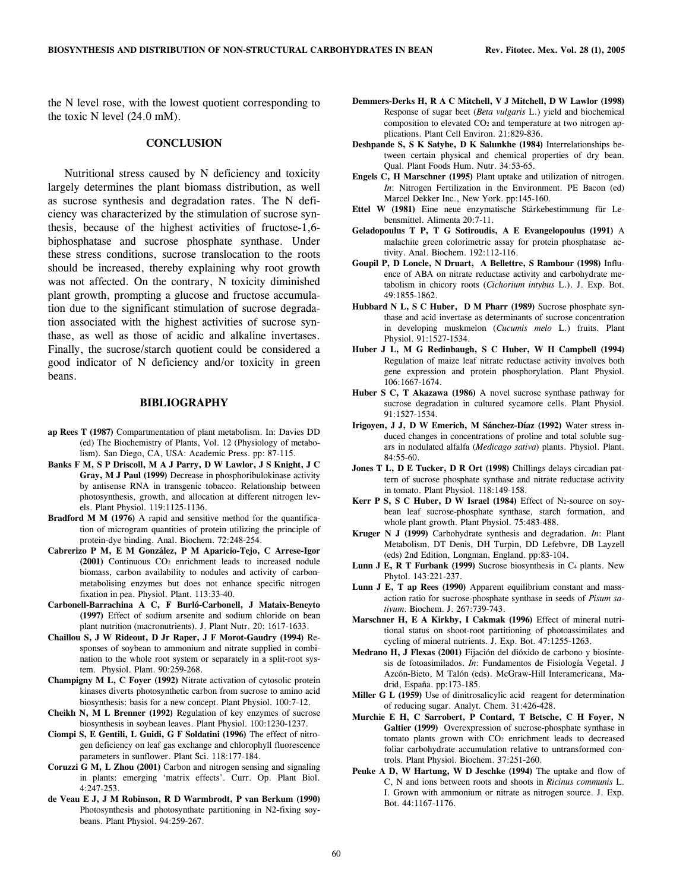the N level rose, with the lowest quotient corresponding to the toxic N level (24.0 mM).

## CONCLUSION

Nutritional stress caused by N deficiency and toxicity largely determines the plant biomass distribution, as well as sucrose synthesis and degradation rates. The N deficiency was characterized by the stimulation of sucrose synthesis, because of the highest activities of fructose-1,6-biphosphatase and sucrose phosphate synthase. Under these stress conditions, sucrose translocation to the roots should be increased, thereby explaining why root growth was not affected. On the contrary, N toxicity diminished plant growth, prompting a glucose and fructose accumulation due to the significant stimulation of sucrose degradation associated with the highest activities of sucrose synthase, as well as those of acidic and alkaline invertases. Finally, the sucrose/starch quotient could be considered a good indicator of N deficiency and/or toxicity in green beans.

## BIBLIOGRAPHY

**ap Rees T (1987)** Compartmentation of plant metabolism. In: Davies DD (ed) The Biochemistry of Plants, Vol. 12 (Physiology of metabolism). San Diego, CA, USA: Academic Press. pp: 87-115.

**Banks F M, S P Driscoll, M A J Parry, D W Lawlor, J S Knight, J C Gray, M J Paul (1999)** Decrease in phosphoribulokinase activity by antisense RNA in transgenic tobacco. Relationship between photosynthesis, growth, and allocation at different nitrogen levels. Plant Physiol. 119:1125-1136.

**Bradford M M (1976)** A rapid and sensitive method for the quantification of microgram quantities of protein utilizing the principle of protein-dye binding. Anal. Biochem. 72:248-254.

**Cabrerizo P M, E M González, P M Aparicio-Tejo, C Arrese-Igor (2001)** Continuous $CO_2$ enrichment leads to increased nodule biomass, carbon availability to nodules and activity of carbon-metabolising enzymes but does not enhance specific nitrogen fixation in pea. Physiol. Plant. 113:33-40.

**Carbonell-Barrachina A C, F Burló-Carbonell, J Mataix-Beneyto (1997)** Effect of sodium arsenite and sodium chloride on bean plant nutrition (macronutrients). J. Plant Nutr. 20: 1617-1633.

**Chaillou S, J W Rideout, D Jr Raper, J F Morot-Gaudry (1994)** Responses of soybean to ammonium and nitrate supplied in combination to the whole root system or separately in a split-root system. Physiol. Plant. 90:259-268.

**Champigny M L, C Foyer (1992)** Nitrate activation of cytosolic protein kinases diverts photosynthetic carbon from sucrose to amino acid biosynthesis: basis for a new concept. Plant Physiol. 100:7-12.

**Cheikh N, M L Brenner (1992)** Regulation of key enzymes of sucrose biosynthesis in soybean leaves. Plant Physiol. 100:1230-1237.

**Ciompi S, E Gentili, L Guidi, G F Soldatini (1996)** The effect of nitrogen deficiency on leaf gas exchange and chlorophyll fluorescence parameters in sunflower. Plant Sci. 118:177-184.

**Coruzzi G M, L Zhou (2001)** Carbon and nitrogen sensing and signaling in plants: emerging 'matrix effects'. Curr. Op. Plant Biol. 4:247-253.

**de Veau E J, J M Robinson, R D Warmbrodt, P van Berkum (1990)** Photosynthesis and photosynthate partitioning in N2-fixing soybeans. Plant Physiol. 94:259-267.

**Demmers-Derks H, R A C Mitchell, V J Mitchell, D W Lawlor (1998)** Response of sugar beet (*Beta vulgaris* L.) yield and biochemical composition to elevated $CO_2$ and temperature at two nitrogen applications. Plant Cell Environ. 21:829-836.

**Deshpande S, S K Satyhe, D K Salunkhe (1984)** Interrelationships between certain physical and chemical properties of dry bean. Qual. Plant Foods Hum. Nutr. 34:53-65.

**Engels C, H Marschner (1995)** Plant uptake and utilization of nitrogen. *In*: Nitrogen Fertilization in the Environment. PE Bacon (ed) Marcel Dekker Inc., New York. pp:145-160.

**Ettel W (1981)** Eine neue enzymatische Stärkebestimmung für Lebensmittel. Alimenta 20:7-11.

**Geladopoulus T P, T G Sotiroudis, A E Evangelopoulus (1991)** A malachite green colorimetric assay for protein phosphatase activity. Anal. Biochem. 192:112-116.

**Goupil P, D Loncle, N Druart, A Bellettre, S Rambour (1998)** Influence of ABA on nitrate reductase activity and carbohydrate metabolism in chicory roots (*Cichorium intybus* L.). J. Exp. Bot. 49:1855-1862.

**Hubbard N L, S C Huber, D M Pharr (1989)** Sucrose phosphate synthase and acid invertase as determinants of sucrose concentration in developing muskmelon (*Cucumis melo* L.) fruits. Plant Physiol. 91:1527-1534.

**Huber J L, M G Redinbaugh, S C Huber, W H Campbell (1994)** Regulation of maize leaf nitrate reductase activity involves both gene expression and protein phosphorylation. Plant Physiol. 106:1667-1674.

**Huber S C, T Akazawa (1986)** A novel sucrose synthase pathway for sucrose degradation in cultured sycamore cells. Plant Physiol. 91:1527-1534.

**Irigoyen, J J, D W Emerich, M Sánchez-Díaz (1992)** Water stress induced changes in concentrations of proline and total soluble sugars in nodulated alfalfa (*Medicago sativa*) plants. Physiol. Plant. 84:55-60.

**Jones T L, D E Tucker, D R Ort (1998)** Chillings delays circadian pattern of sucrose phosphate synthase and nitrate reductase activity in tomato. Plant Physiol. 118:149-158.

**Kerr P S, S C Huber, D W Israel (1984)** Effect of $N_2$-source on soybean leaf sucrose-phosphate synthase, starch formation, and whole plant growth. Plant Physiol. 75:483-488.

**Kruger N J (1999)** Carbohydrate synthesis and degradation. *In*: Plant Metabolism. DT Denis, DH Turpin, DD Lefebvre, DB Layzell (eds) 2nd Edition, Longman, England. pp:83-104.

**Lunn J E, R T Furbank (1999)** Sucrose biosynthesis in $C_4$ plants. New Phytol. 143:221-237.

**Lunn J E, T ap Rees (1990)** Apparent equilibrium constant and mass-action ratio for sucrose-phosphate synthase in seeds of *Pisum sativum*. Biochem. J. 267:739-743.

**Marschner H, E A Kirkby, I Cakmak (1996)** Effect of mineral nutritional status on shoot-root partitioning of photoassimilates and cycling of mineral nutrients. J. Exp. Bot. 47:1255-1263.

**Medrano H, J Flexas (2001)** Fijación del dióxido de carbono y biosíntesis de fotoasimilados. *In*: Fundamentos de Fisiología Vegetal. J Azcón-Bieto, M Talón (eds). McGraw-Hill Interamericana, Madrid, España. pp:173-185.

**Miller G L (1959)** Use of dinitrosalicylic acid reagent for determination of reducing sugar. Analyt. Chem. 31:426-428.

**Murchie E H, C Sarrobert, P Contard, T Betsche, C H Foyer, N Galtier (1999)** Overexpression of sucrose-phosphate synthase in tomato plants grown with $CO_2$ enrichment leads to decreased foliar carbohydrate accumulation relative to untransformed controls. Plant Physiol. Biochem. 37:251-260.

**Peuke A D, W Hartung, W D Jeschke (1994)** The uptake and flow of C, N and ions between roots and shoots in *Ricinus communis* L. I. Grown with ammonium or nitrate as nitrogen source. J. Exp. Bot. 44:1167-1176.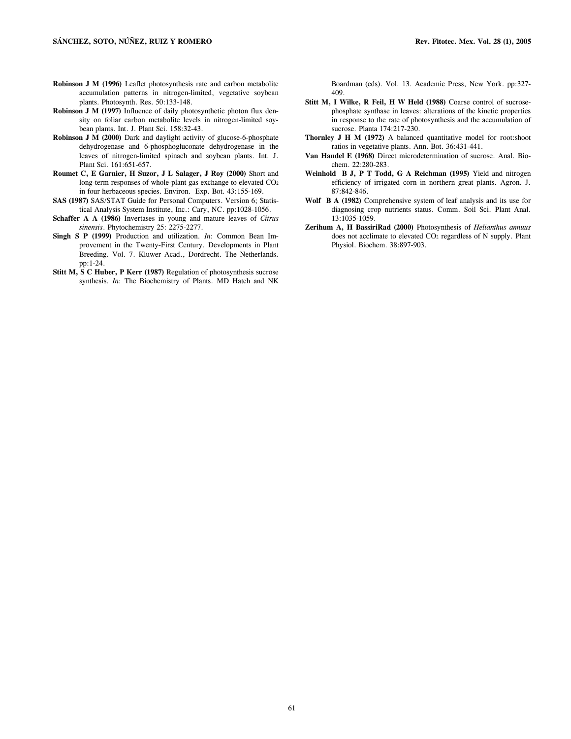**Robinson J M (1996)** Leaflet photosynthesis rate and carbon metabolite accumulation patterns in nitrogen-limited, vegetative soybean plants. Photosynth. Res. 50:133-148.

**Robinson J M (1997)** Influence of daily photosynthetic photon flux density on foliar carbon metabolite levels in nitrogen-limited soybean plants. Int. J. Plant Sci. 158:32-43.

**Robinson J M (2000)** Dark and daylight activity of glucose-6-phosphate dehydrogenase and 6-phosphogluconate dehydrogenase in the leaves of nitrogen-limited spinach and soybean plants. Int. J. Plant Sci. 161:651-657.

**Roumet C, E Garnier, H Suzor, J L Salager, J Roy (2000)** Short and long-term responses of whole-plant gas exchange to elevated $CO_2$ in four herbaceous species. Environ. Exp. Bot. 43:155-169.

**SAS (1987)** SAS/STAT Guide for Personal Computers. Version 6; Statistical Analysis System Institute, Inc.: Cary, NC. pp:1028-1056.

**Schaffer A A (1986)** Invertases in young and mature leaves of *Citrus sinensis*. Phytochemistry 25: 2275-2277.

**Singh S P (1999)** Production and utilization. *In*: Common Bean Improvement in the Twenty-First Century. Developments in Plant Breeding. Vol. 7. Kluwer Acad., Dordrecht. The Netherlands. pp:1-24.

**Stitt M, S C Huber, P Kerr (1987)** Regulation of photosynthesis sucrose synthesis. *In*: The Biochemistry of Plants. MD Hatch and NK Boardman (eds). Vol. 13. Academic Press, New York. pp:327-409.

**Stitt M, I Wilke, R Feil, H W Held (1988)** Coarse control of sucrose-phosphate synthase in leaves: alterations of the kinetic properties in response to the rate of photosynthesis and the accumulation of sucrose. Planta 174:217-230.

**Thornley J H M (1972)** A balanced quantitative model for root:shoot ratios in vegetative plants. Ann. Bot. 36:431-441.

**Van Handel E (1968)** Direct microdetermination of sucrose. Anal. Biochem. 22:280-283.

**Weinhold B J, P T Todd, G A Reichman (1995)** Yield and nitrogen efficiency of irrigated corn in northern great plants. Agron. J. 87:842-846.

**Wolf B A (1982)** Comprehensive system of leaf analysis and its use for diagnosing crop nutrients status. Comm. Soil Sci. Plant Anal. 13:1035-1059.

**Zerihum A, H BassiriRad (2000)** Photosynthesis of *Helianthus annuus* does not acclimate to elevated $CO_2$ regardless of N supply. Plant Physiol. Biochem. 38:897-903.